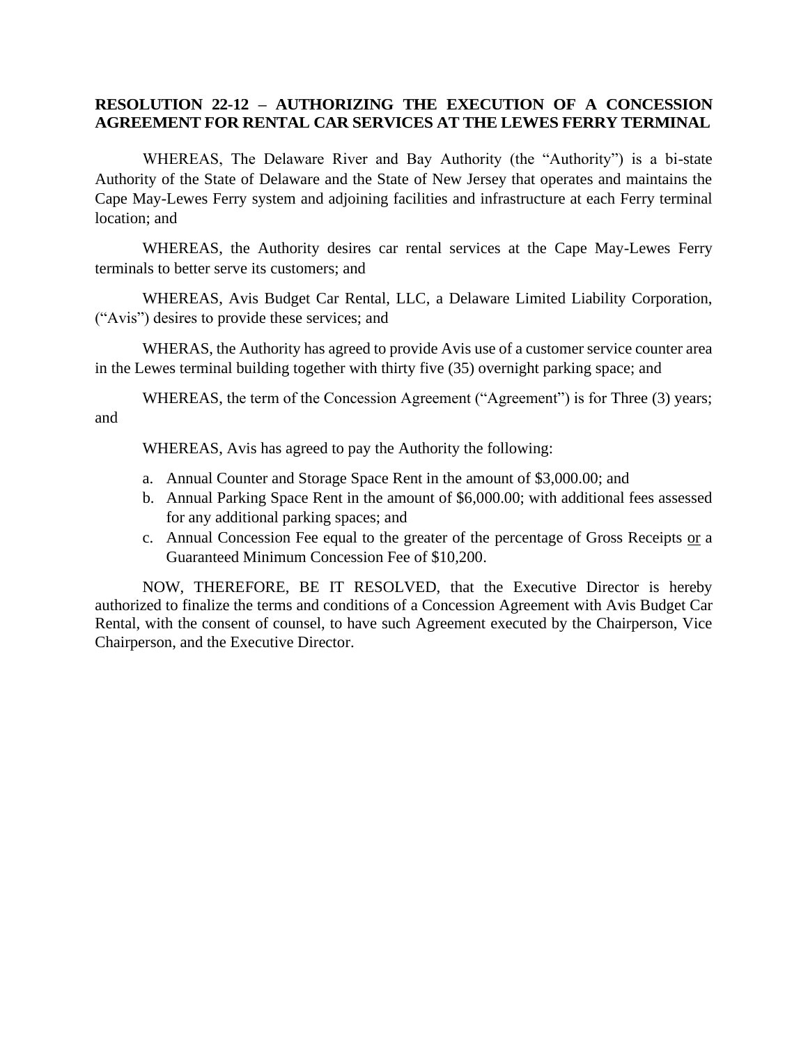**RESOLUTION 22-12 – AUTHORIZING THE EXECUTION OF A CONCESSION AGREEMENT FOR RENTAL CAR SERVICES AT THE LEWES FERRY TERMINAL**

WHEREAS, The Delaware River and Bay Authority (the "Authority") is a bi-state Authority of the State of Delaware and the State of New Jersey that operates and maintains the Cape May-Lewes Ferry system and adjoining facilities and infrastructure at each Ferry terminal location; and

WHEREAS, the Authority desires car rental services at the Cape May-Lewes Ferry terminals to better serve its customers; and

WHEREAS, Avis Budget Car Rental, LLC, a Delaware Limited Liability Corporation, ("Avis") desires to provide these services; and

WHERAS, the Authority has agreed to provide Avis use of a customer service counter area in the Lewes terminal building together with thirty five (35) overnight parking space; and

WHEREAS, the term of the Concession Agreement ("Agreement") is for Three (3) years; and

WHEREAS, Avis has agreed to pay the Authority the following:

a. Annual Counter and Storage Space Rent in the amount of $3,000.00; and
b. Annual Parking Space Rent in the amount of $6,000.00; with additional fees assessed for any additional parking spaces; and
c. Annual Concession Fee equal to the greater of the percentage of Gross Receipts <u>or</u> a Guaranteed Minimum Concession Fee of $10,200.

NOW, THEREFORE, BE IT RESOLVED, that the Executive Director is hereby authorized to finalize the terms and conditions of a Concession Agreement with Avis Budget Car Rental, with the consent of counsel, to have such Agreement executed by the Chairperson, Vice Chairperson, and the Executive Director.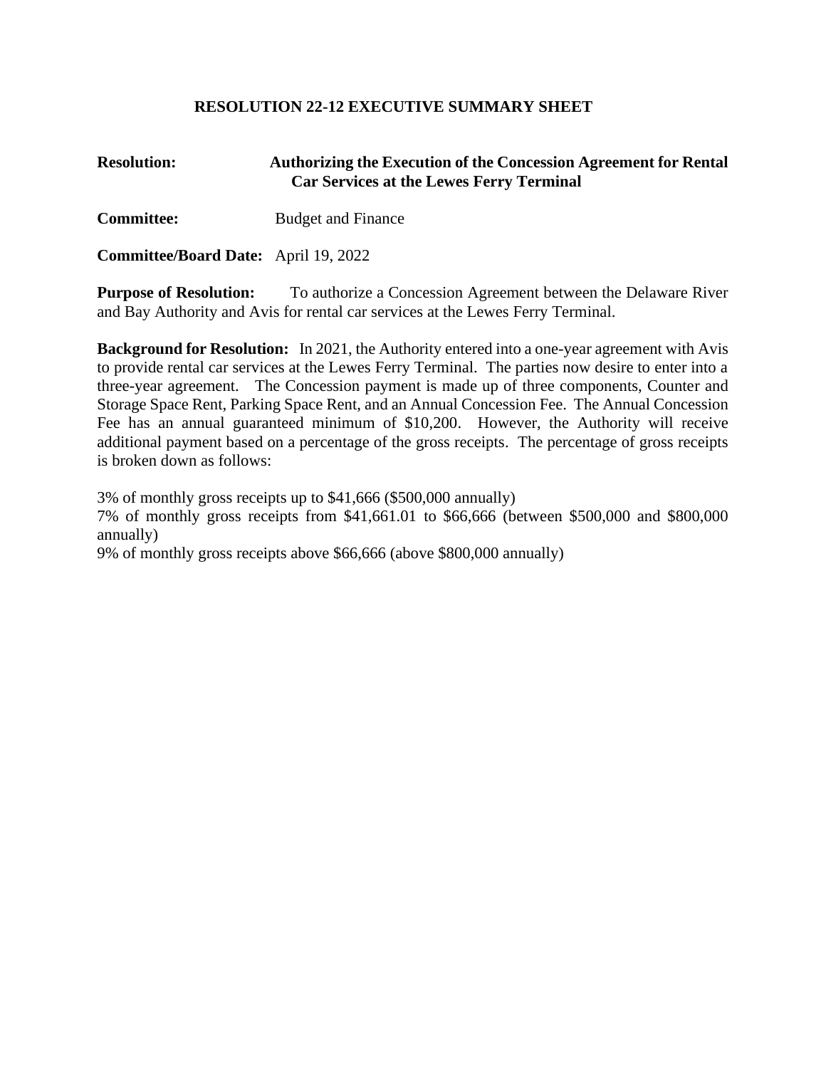## RESOLUTION 22-12 EXECUTIVE SUMMARY SHEET

**Resolution:** **Authorizing the Execution of the Concession Agreement for Rental Car Services at the Lewes Ferry Terminal**

**Committee:** Budget and Finance

**Committee/Board Date:** April 19, 2022

**Purpose of Resolution:** To authorize a Concession Agreement between the Delaware River and Bay Authority and Avis for rental car services at the Lewes Ferry Terminal.

**Background for Resolution:** In 2021, the Authority entered into a one-year agreement with Avis to provide rental car services at the Lewes Ferry Terminal. The parties now desire to enter into a three-year agreement. The Concession payment is made up of three components, Counter and Storage Space Rent, Parking Space Rent, and an Annual Concession Fee. The Annual Concession Fee has an annual guaranteed minimum of $10,200. However, the Authority will receive additional payment based on a percentage of the gross receipts. The percentage of gross receipts is broken down as follows:

3% of monthly gross receipts up to $41,666 ($500,000 annually)
7% of monthly gross receipts from $41,661.01 to $66,666 (between $500,000 and $800,000 annually)
9% of monthly gross receipts above $66,666 (above $800,000 annually)